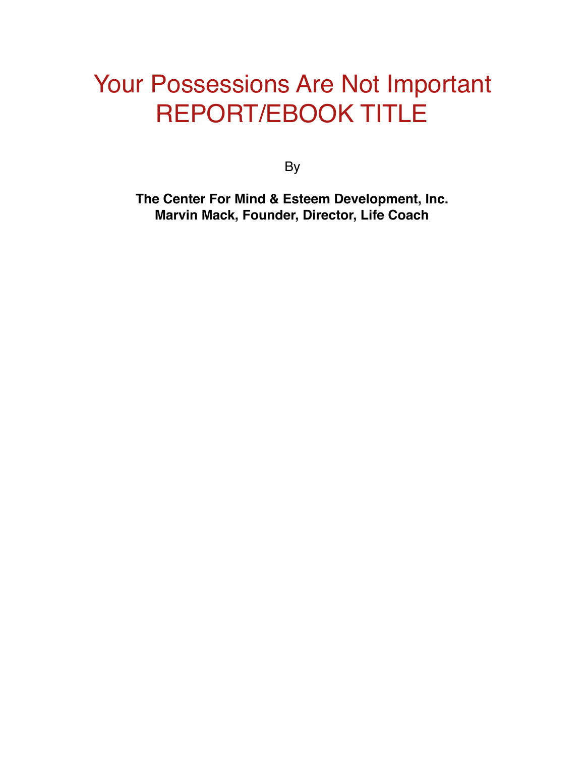# Your Possessions Are Not Important
# REPORT/EBOOK TITLE

By

**The Center For Mind & Esteem Development, Inc.**
**Marvin Mack, Founder, Director, Life Coach**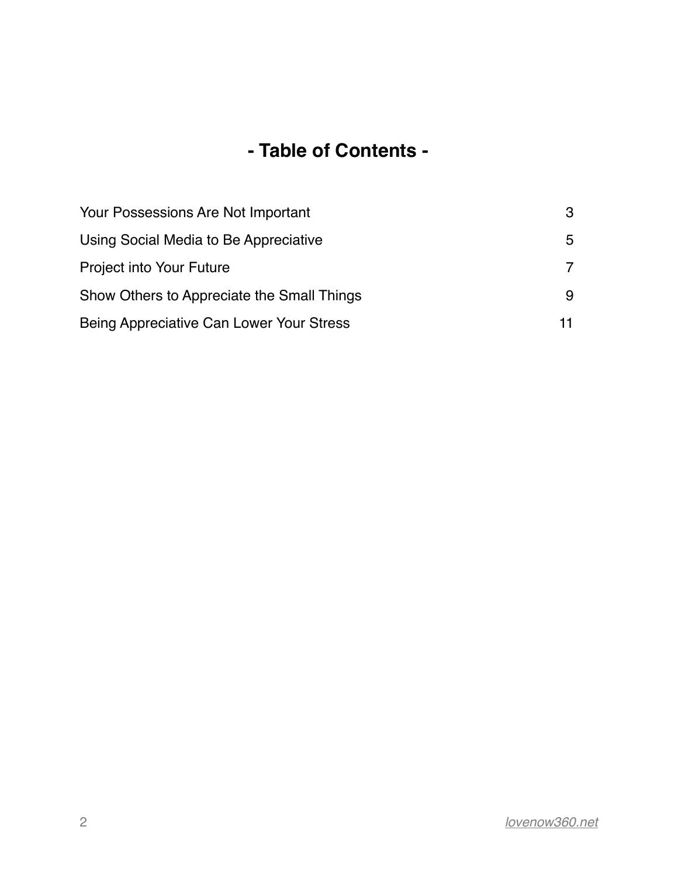# - Table of Contents -

| | |
|---|---|
| Your Possessions Are Not Important | 3 |
| Using Social Media to Be Appreciative | 5 |
| Project into Your Future | 7 |
| Show Others to Appreciate the Small Things | 9 |
| Being Appreciative Can Lower Your Stress | 11 |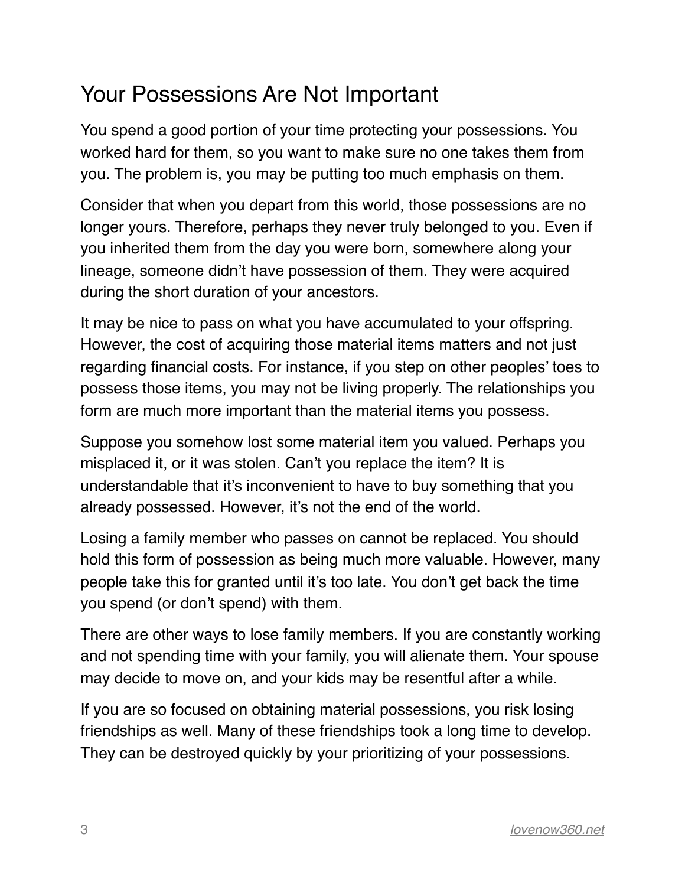## Your Possessions Are Not Important

You spend a good portion of your time protecting your possessions. You worked hard for them, so you want to make sure no one takes them from you. The problem is, you may be putting too much emphasis on them.

Consider that when you depart from this world, those possessions are no longer yours. Therefore, perhaps they never truly belonged to you. Even if you inherited them from the day you were born, somewhere along your lineage, someone didn't have possession of them. They were acquired during the short duration of your ancestors.

It may be nice to pass on what you have accumulated to your offspring. However, the cost of acquiring those material items matters and not just regarding financial costs. For instance, if you step on other peoples' toes to possess those items, you may not be living properly. The relationships you form are much more important than the material items you possess.

Suppose you somehow lost some material item you valued. Perhaps you misplaced it, or it was stolen. Can't you replace the item? It is understandable that it's inconvenient to have to buy something that you already possessed. However, it's not the end of the world.

Losing a family member who passes on cannot be replaced. You should hold this form of possession as being much more valuable. However, many people take this for granted until it's too late. You don't get back the time you spend (or don't spend) with them.

There are other ways to lose family members. If you are constantly working and not spending time with your family, you will alienate them. Your spouse may decide to move on, and your kids may be resentful after a while.

If you are so focused on obtaining material possessions, you risk losing friendships as well. Many of these friendships took a long time to develop. They can be destroyed quickly by your prioritizing of your possessions.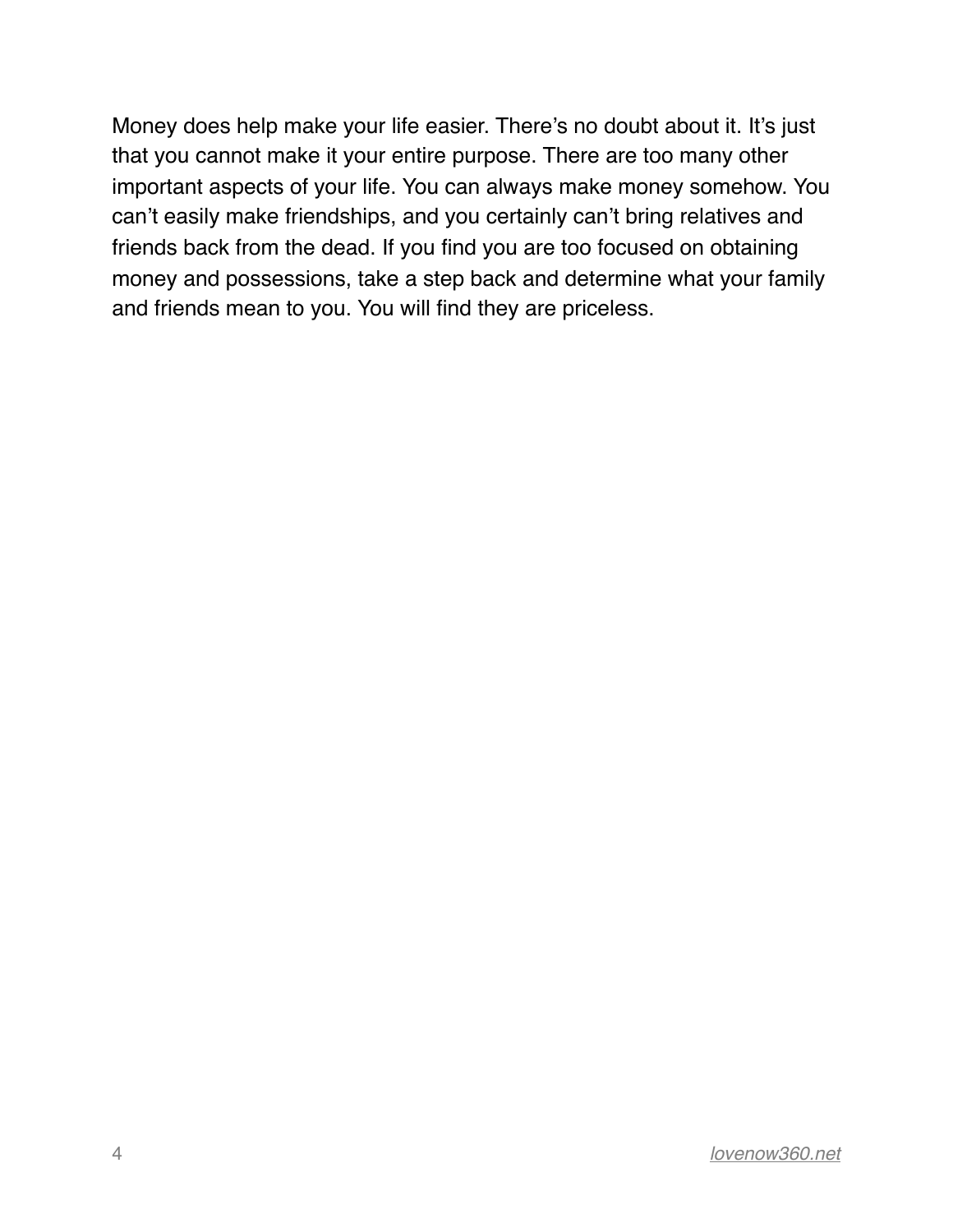Money does help make your life easier. There's no doubt about it. It's just that you cannot make it your entire purpose. There are too many other important aspects of your life. You can always make money somehow. You can't easily make friendships, and you certainly can't bring relatives and friends back from the dead. If you find you are too focused on obtaining money and possessions, take a step back and determine what your family and friends mean to you. You will find they are priceless.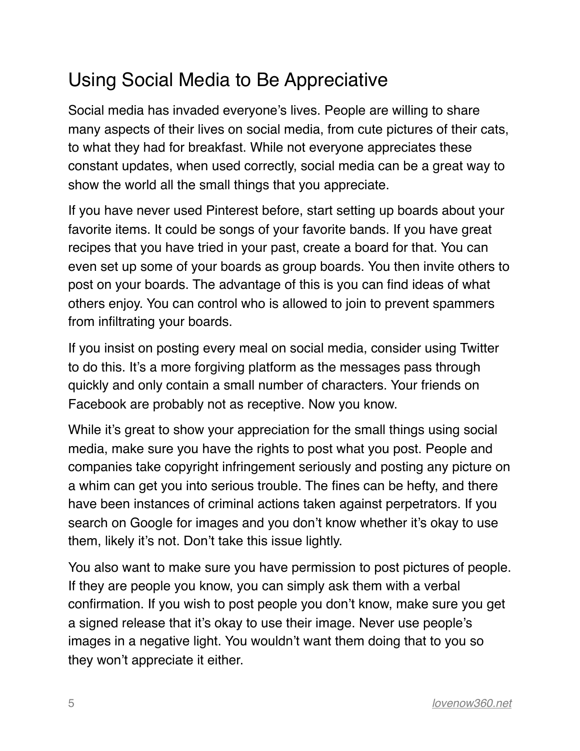## Using Social Media to Be Appreciative

Social media has invaded everyone's lives. People are willing to share many aspects of their lives on social media, from cute pictures of their cats, to what they had for breakfast. While not everyone appreciates these constant updates, when used correctly, social media can be a great way to show the world all the small things that you appreciate.

If you have never used Pinterest before, start setting up boards about your favorite items. It could be songs of your favorite bands. If you have great recipes that you have tried in your past, create a board for that. You can even set up some of your boards as group boards. You then invite others to post on your boards. The advantage of this is you can find ideas of what others enjoy. You can control who is allowed to join to prevent spammers from infiltrating your boards.

If you insist on posting every meal on social media, consider using Twitter to do this. It's a more forgiving platform as the messages pass through quickly and only contain a small number of characters. Your friends on Facebook are probably not as receptive. Now you know.

While it's great to show your appreciation for the small things using social media, make sure you have the rights to post what you post. People and companies take copyright infringement seriously and posting any picture on a whim can get you into serious trouble. The fines can be hefty, and there have been instances of criminal actions taken against perpetrators. If you search on Google for images and you don't know whether it's okay to use them, likely it's not. Don't take this issue lightly.

You also want to make sure you have permission to post pictures of people. If they are people you know, you can simply ask them with a verbal confirmation. If you wish to post people you don't know, make sure you get a signed release that it's okay to use their image. Never use people's images in a negative light. You wouldn't want them doing that to you so they won't appreciate it either.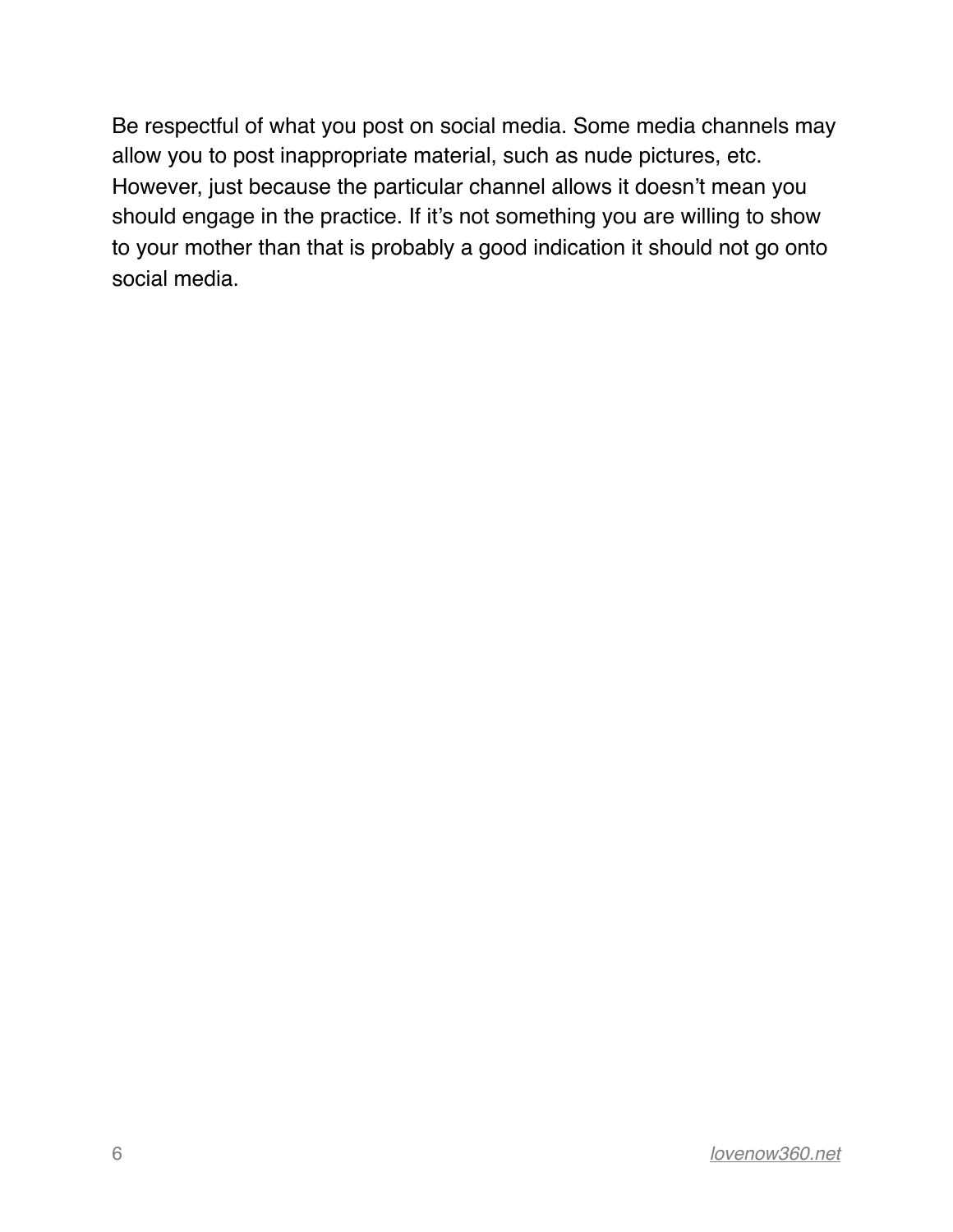Be respectful of what you post on social media. Some media channels may allow you to post inappropriate material, such as nude pictures, etc. However, just because the particular channel allows it doesn't mean you should engage in the practice. If it's not something you are willing to show to your mother than that is probably a good indication it should not go onto social media.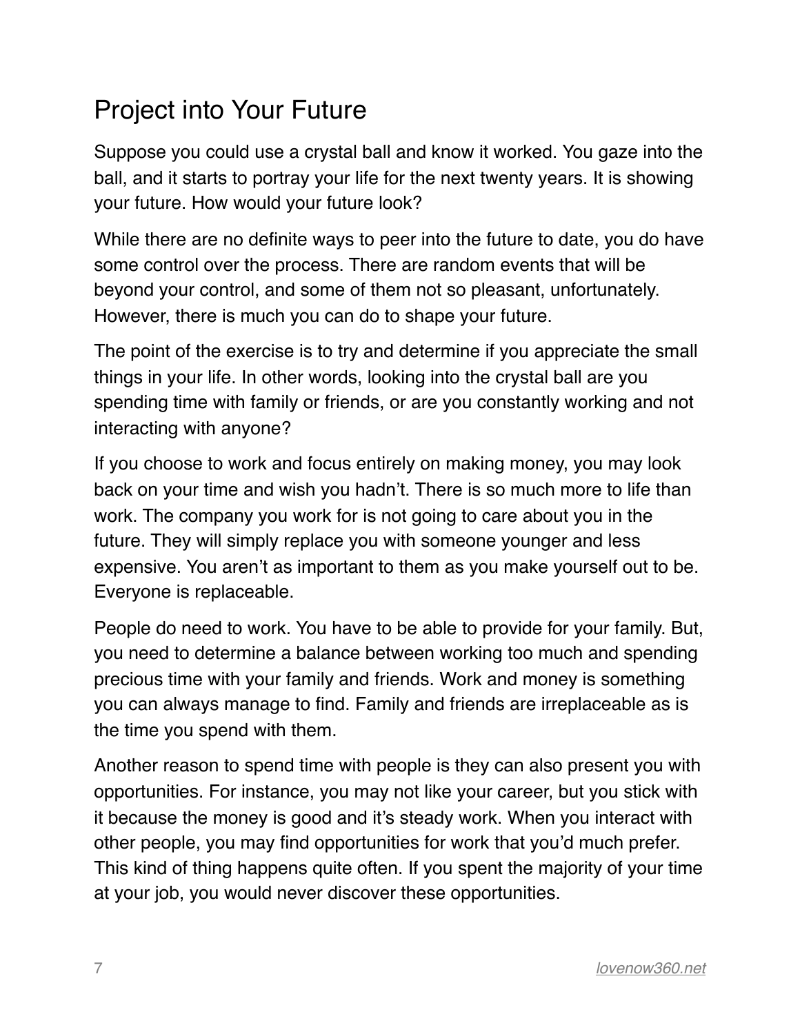## Project into Your Future

Suppose you could use a crystal ball and know it worked. You gaze into the ball, and it starts to portray your life for the next twenty years. It is showing your future. How would your future look?

While there are no definite ways to peer into the future to date, you do have some control over the process. There are random events that will be beyond your control, and some of them not so pleasant, unfortunately. However, there is much you can do to shape your future.

The point of the exercise is to try and determine if you appreciate the small things in your life. In other words, looking into the crystal ball are you spending time with family or friends, or are you constantly working and not interacting with anyone?

If you choose to work and focus entirely on making money, you may look back on your time and wish you hadn't. There is so much more to life than work. The company you work for is not going to care about you in the future. They will simply replace you with someone younger and less expensive. You aren't as important to them as you make yourself out to be. Everyone is replaceable.

People do need to work. You have to be able to provide for your family. But, you need to determine a balance between working too much and spending precious time with your family and friends. Work and money is something you can always manage to find. Family and friends are irreplaceable as is the time you spend with them.

Another reason to spend time with people is they can also present you with opportunities. For instance, you may not like your career, but you stick with it because the money is good and it's steady work. When you interact with other people, you may find opportunities for work that you'd much prefer. This kind of thing happens quite often. If you spent the majority of your time at your job, you would never discover these opportunities.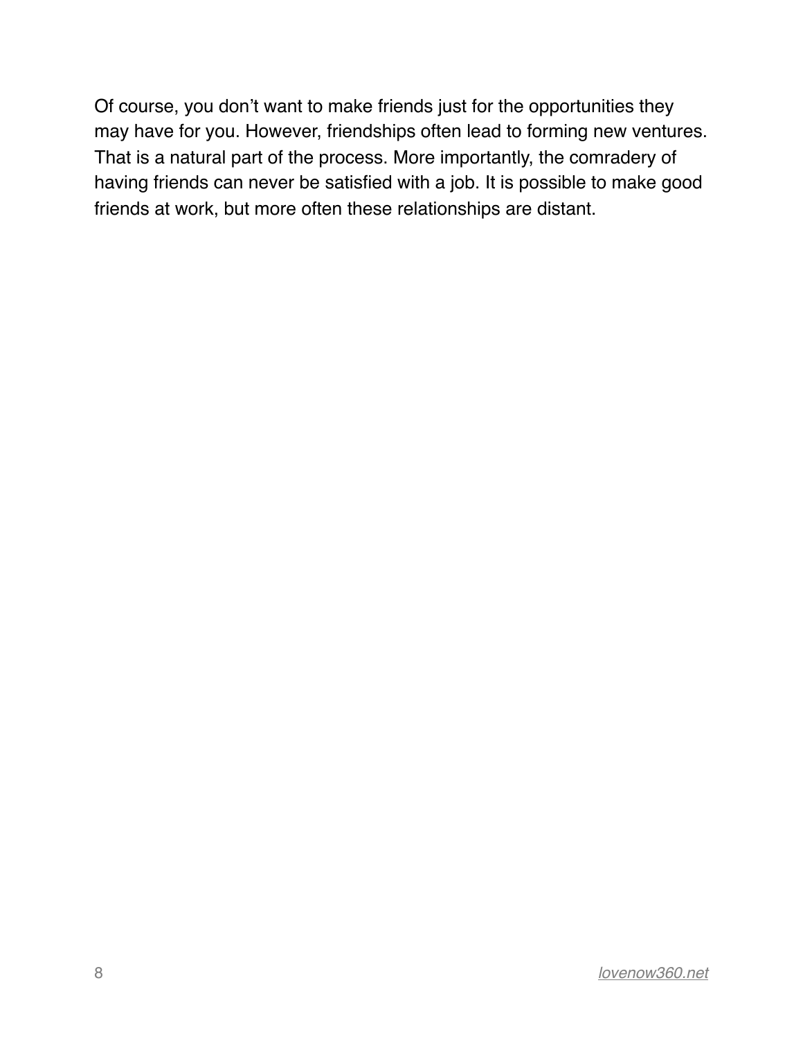Of course, you don’t want to make friends just for the opportunities they may have for you. However, friendships often lead to forming new ventures. That is a natural part of the process. More importantly, the comradery of having friends can never be satisfied with a job. It is possible to make good friends at work, but more often these relationships are distant.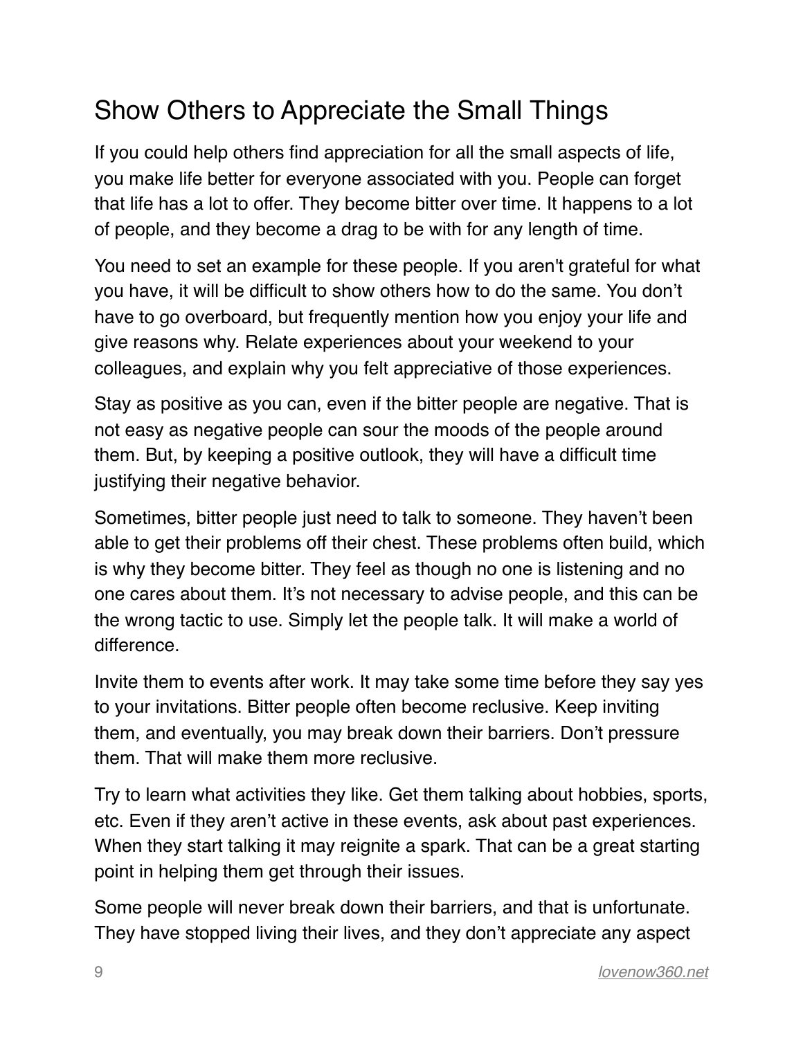## Show Others to Appreciate the Small Things

If you could help others find appreciation for all the small aspects of life, you make life better for everyone associated with you. People can forget that life has a lot to offer. They become bitter over time. It happens to a lot of people, and they become a drag to be with for any length of time.

You need to set an example for these people. If you aren't grateful for what you have, it will be difficult to show others how to do the same. You don’t have to go overboard, but frequently mention how you enjoy your life and give reasons why. Relate experiences about your weekend to your colleagues, and explain why you felt appreciative of those experiences.

Stay as positive as you can, even if the bitter people are negative. That is not easy as negative people can sour the moods of the people around them. But, by keeping a positive outlook, they will have a difficult time justifying their negative behavior.

Sometimes, bitter people just need to talk to someone. They haven’t been able to get their problems off their chest. These problems often build, which is why they become bitter. They feel as though no one is listening and no one cares about them. It’s not necessary to advise people, and this can be the wrong tactic to use. Simply let the people talk. It will make a world of difference.

Invite them to events after work. It may take some time before they say yes to your invitations. Bitter people often become reclusive. Keep inviting them, and eventually, you may break down their barriers. Don’t pressure them. That will make them more reclusive.

Try to learn what activities they like. Get them talking about hobbies, sports, etc. Even if they aren’t active in these events, ask about past experiences. When they start talking it may reignite a spark. That can be a great starting point in helping them get through their issues.

Some people will never break down their barriers, and that is unfortunate. They have stopped living their lives, and they don’t appreciate any aspect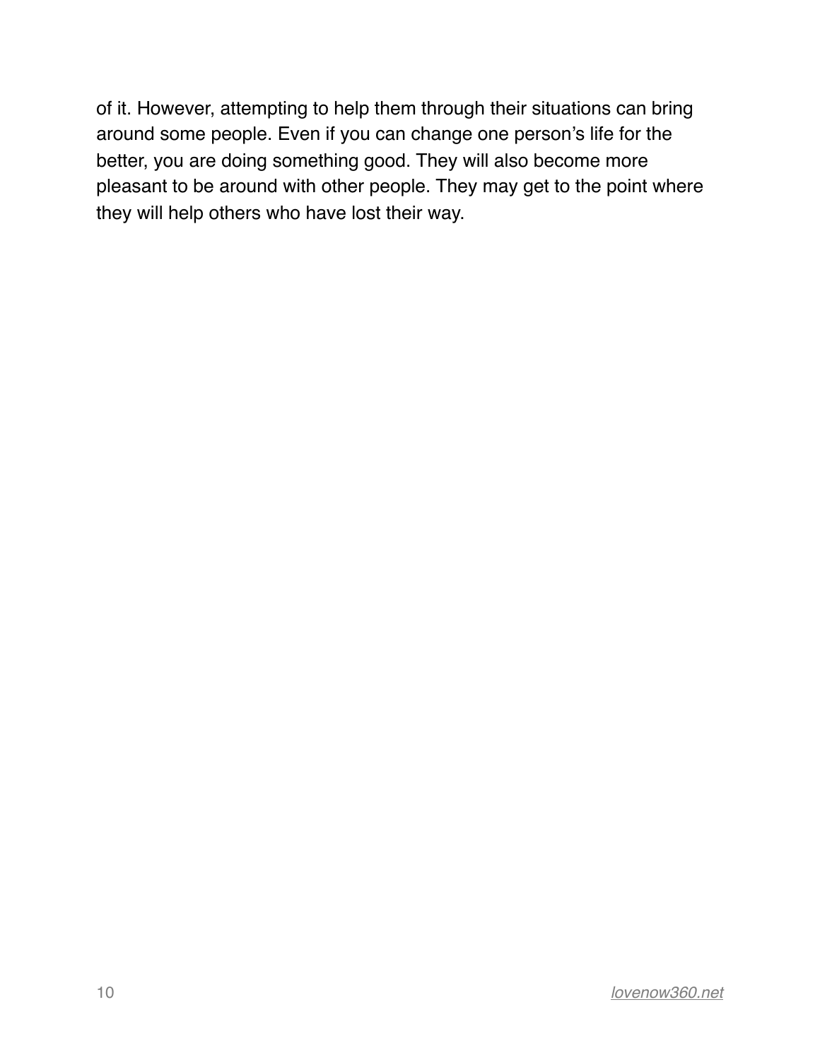of it. However, attempting to help them through their situations can bring around some people. Even if you can change one person's life for the better, you are doing something good. They will also become more pleasant to be around with other people. They may get to the point where they will help others who have lost their way.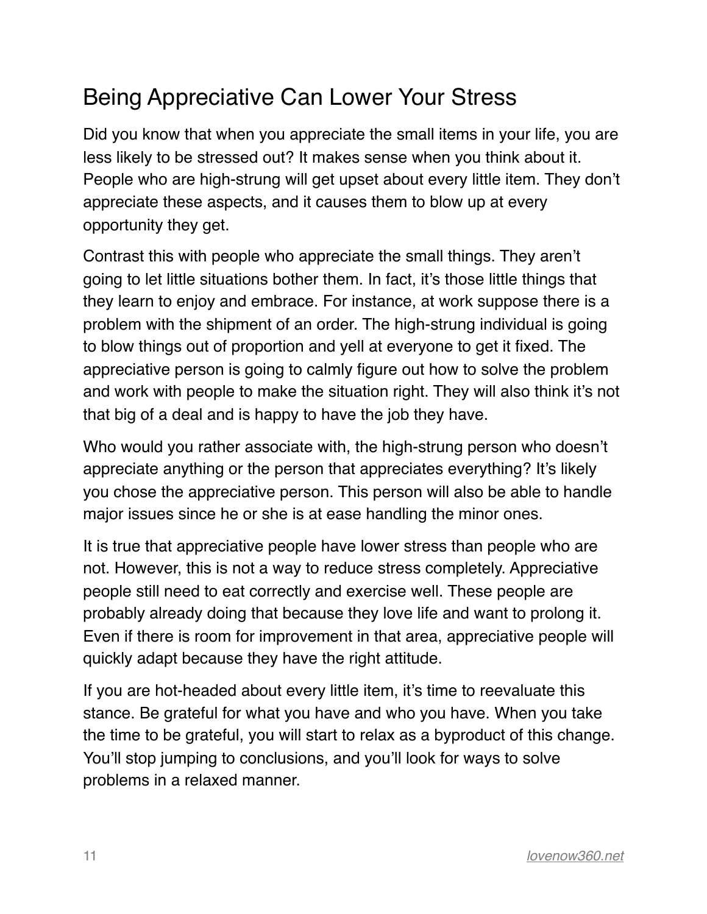## Being Appreciative Can Lower Your Stress

Did you know that when you appreciate the small items in your life, you are less likely to be stressed out? It makes sense when you think about it. People who are high-strung will get upset about every little item. They don't appreciate these aspects, and it causes them to blow up at every opportunity they get.

Contrast this with people who appreciate the small things. They aren't going to let little situations bother them. In fact, it's those little things that they learn to enjoy and embrace. For instance, at work suppose there is a problem with the shipment of an order. The high-strung individual is going to blow things out of proportion and yell at everyone to get it fixed. The appreciative person is going to calmly figure out how to solve the problem and work with people to make the situation right. They will also think it's not that big of a deal and is happy to have the job they have.

Who would you rather associate with, the high-strung person who doesn't appreciate anything or the person that appreciates everything? It's likely you chose the appreciative person. This person will also be able to handle major issues since he or she is at ease handling the minor ones.

It is true that appreciative people have lower stress than people who are not. However, this is not a way to reduce stress completely. Appreciative people still need to eat correctly and exercise well. These people are probably already doing that because they love life and want to prolong it. Even if there is room for improvement in that area, appreciative people will quickly adapt because they have the right attitude.

If you are hot-headed about every little item, it's time to reevaluate this stance. Be grateful for what you have and who you have. When you take the time to be grateful, you will start to relax as a byproduct of this change. You'll stop jumping to conclusions, and you'll look for ways to solve problems in a relaxed manner.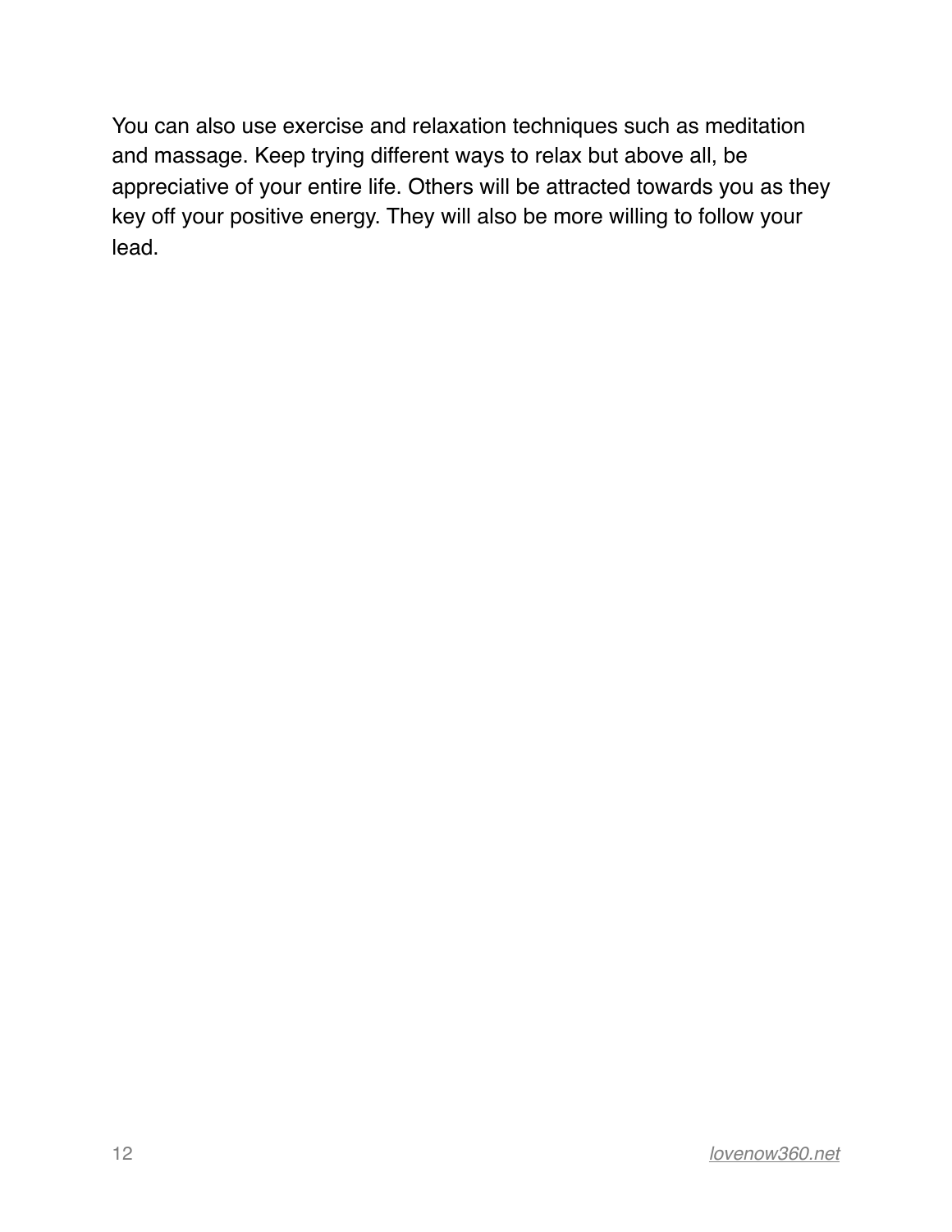You can also use exercise and relaxation techniques such as meditation and massage. Keep trying different ways to relax but above all, be appreciative of your entire life. Others will be attracted towards you as they key off your positive energy. They will also be more willing to follow your lead.